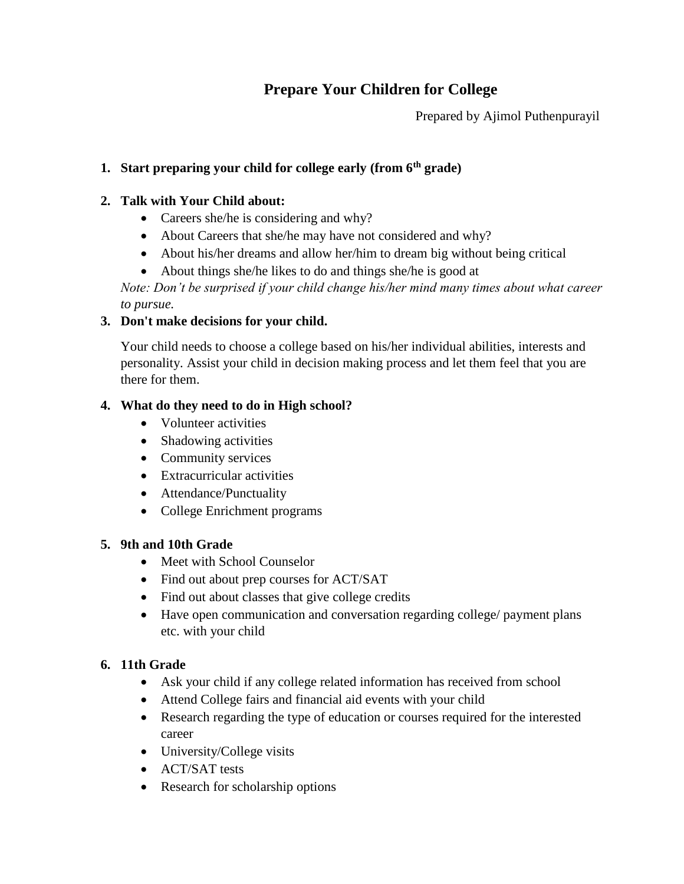# Prepare Your Children for College

Prepared by Ajimol Puthenpurayil

1. **Start preparing your child for college early (from 6th grade)**

2. **Talk with Your Child about:**
   - Careers she/he is considering and why?
   - About Careers that she/he may have not considered and why?
   - About his/her dreams and allow her/him to dream big without being critical
   - About things she/he likes to do and things she/he is good at

   *Note: Don't be surprised if your child change his/her mind many times about what career to pursue.*

3. **Don't make decisions for your child.**

   Your child needs to choose a college based on his/her individual abilities, interests and personality. Assist your child in decision making process and let them feel that you are there for them.

4. **What do they need to do in High school?**
   - Volunteer activities
   - Shadowing activities
   - Community services
   - Extracurricular activities
   - Attendance/Punctuality
   - College Enrichment programs

5. **9th and 10th Grade**
   - Meet with School Counselor
   - Find out about prep courses for ACT/SAT
   - Find out about classes that give college credits
   - Have open communication and conversation regarding college/ payment plans etc. with your child

6. **11th Grade**
   - Ask your child if any college related information has received from school
   - Attend College fairs and financial aid events with your child
   - Research regarding the type of education or courses required for the interested career
   - University/College visits
   - ACT/SAT tests
   - Research for scholarship options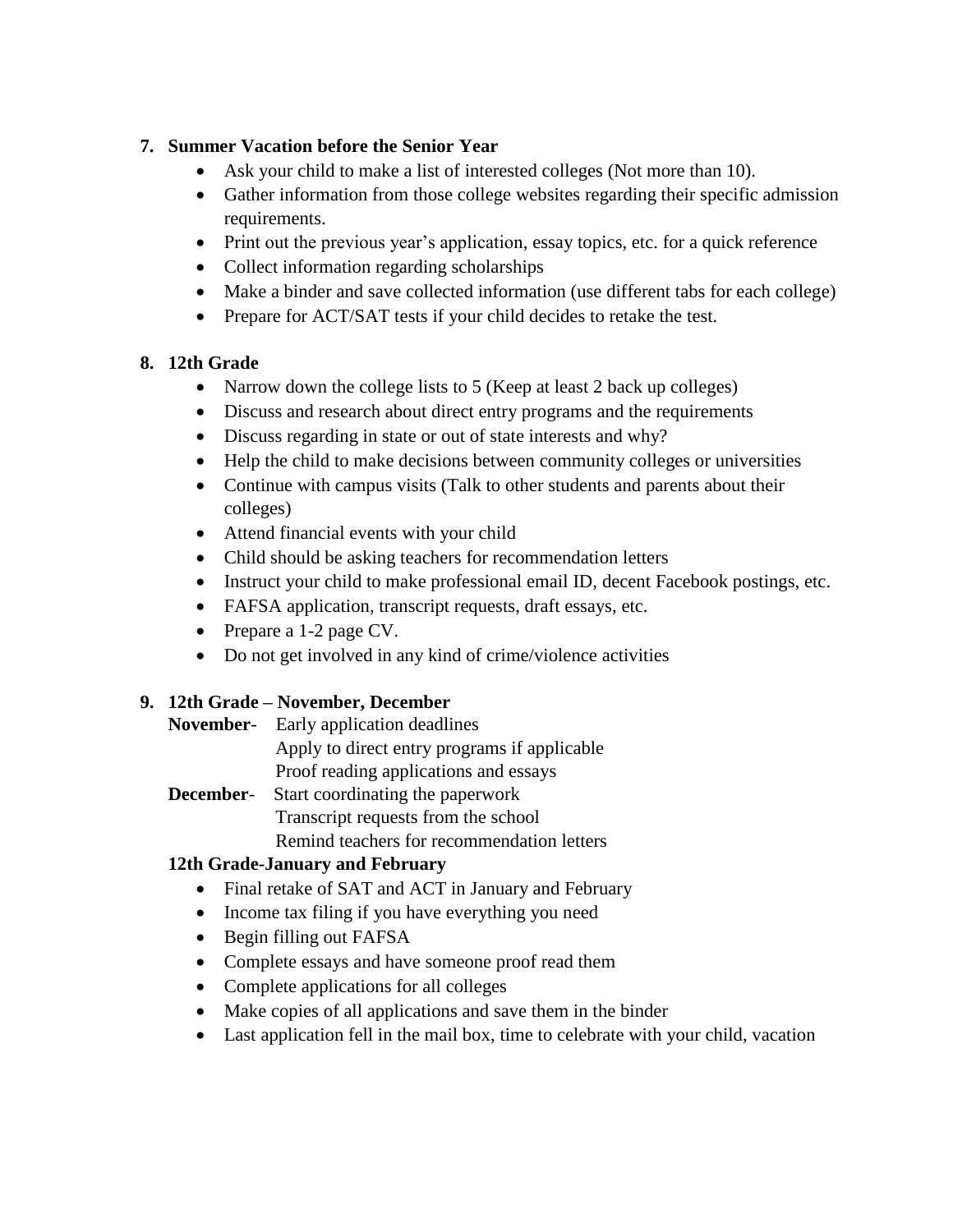7. **Summer Vacation before the Senior Year**
    - Ask your child to make a list of interested colleges (Not more than 10).
    - Gather information from those college websites regarding their specific admission requirements.
    - Print out the previous year's application, essay topics, etc. for a quick reference
    - Collect information regarding scholarships
    - Make a binder and save collected information (use different tabs for each college)
    - Prepare for ACT/SAT tests if your child decides to retake the test.

8. **12th Grade**
    - Narrow down the college lists to 5 (Keep at least 2 back up colleges)
    - Discuss and research about direct entry programs and the requirements
    - Discuss regarding in state or out of state interests and why?
    - Help the child to make decisions between community colleges or universities
    - Continue with campus visits (Talk to other students and parents about their colleges)
    - Attend financial events with your child
    - Child should be asking teachers for recommendation letters
    - Instruct your child to make professional email ID, decent Facebook postings, etc.
    - FAFSA application, transcript requests, draft essays, etc.
    - Prepare a 1-2 page CV.
    - Do not get involved in any kind of crime/violence activities

9. **12th Grade – November, December**

    **November**- Early application deadlines
    Apply to direct entry programs if applicable
    Proof reading applications and essays

    **December**- Start coordinating the paperwork
    Transcript requests from the school
    Remind teachers for recommendation letters

    **12th Grade-January and February**
    - Final retake of SAT and ACT in January and February
    - Income tax filing if you have everything you need
    - Begin filling out FAFSA
    - Complete essays and have someone proof read them
    - Complete applications for all colleges
    - Make copies of all applications and save them in the binder
    - Last application fell in the mail box, time to celebrate with your child, vacation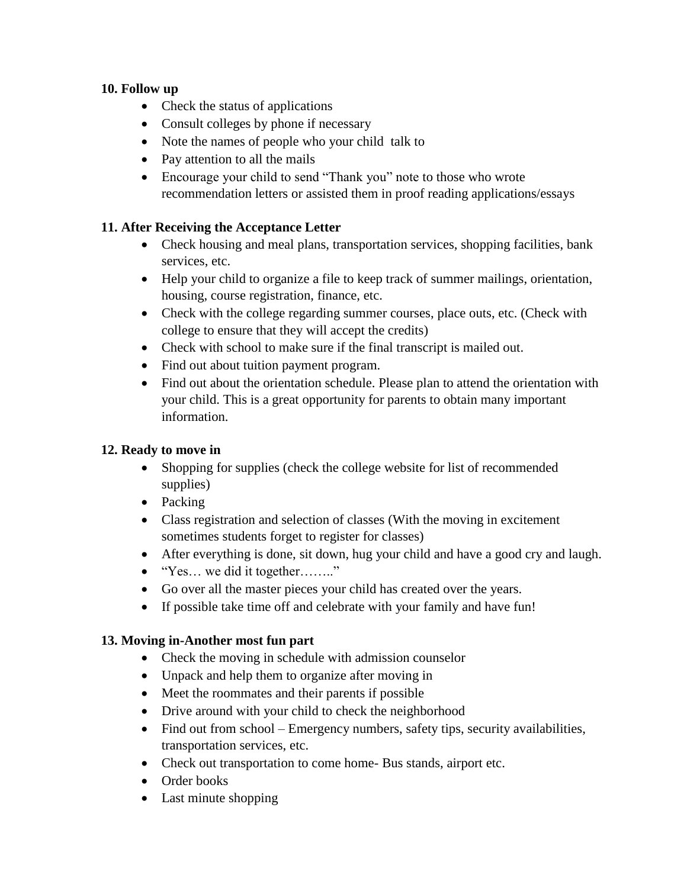**10. Follow up**

- Check the status of applications
- Consult colleges by phone if necessary
- Note the names of people who your child talk to
- Pay attention to all the mails
- Encourage your child to send "Thank you" note to those who wrote recommendation letters or assisted them in proof reading applications/essays

**11. After Receiving the Acceptance Letter**

- Check housing and meal plans, transportation services, shopping facilities, bank services, etc.
- Help your child to organize a file to keep track of summer mailings, orientation, housing, course registration, finance, etc.
- Check with the college regarding summer courses, place outs, etc. (Check with college to ensure that they will accept the credits)
- Check with school to make sure if the final transcript is mailed out.
- Find out about tuition payment program.
- Find out about the orientation schedule. Please plan to attend the orientation with your child. This is a great opportunity for parents to obtain many important information.

**12. Ready to move in**

- Shopping for supplies (check the college website for list of recommended supplies)
- Packing
- Class registration and selection of classes (With the moving in excitement sometimes students forget to register for classes)
- After everything is done, sit down, hug your child and have a good cry and laugh.
- "Yes… we did it together…….."
- Go over all the master pieces your child has created over the years.
- If possible take time off and celebrate with your family and have fun!

**13. Moving in-Another most fun part**

- Check the moving in schedule with admission counselor
- Unpack and help them to organize after moving in
- Meet the roommates and their parents if possible
- Drive around with your child to check the neighborhood
- Find out from school – Emergency numbers, safety tips, security availabilities, transportation services, etc.
- Check out transportation to come home- Bus stands, airport etc.
- Order books
- Last minute shopping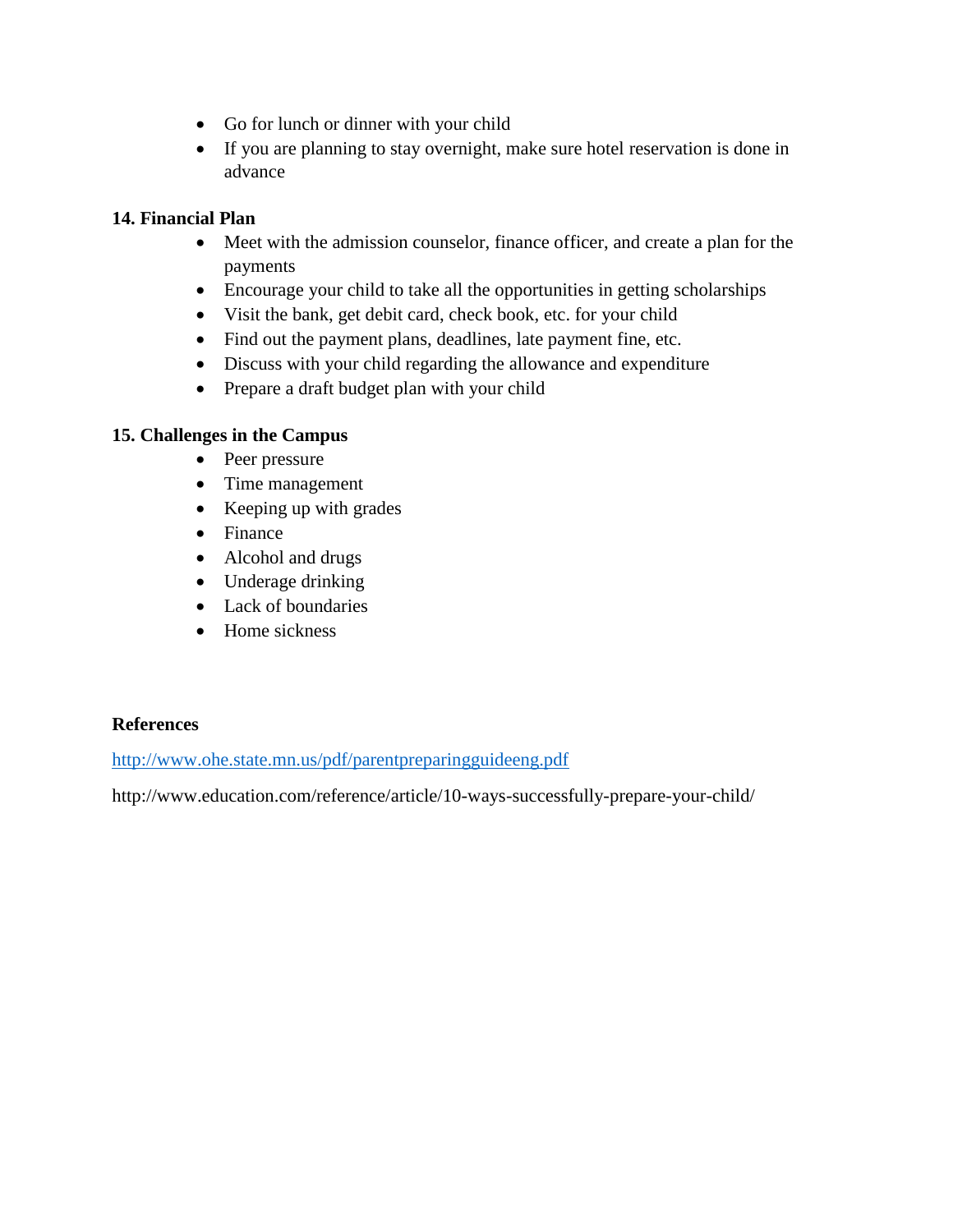- Go for lunch or dinner with your child
- If you are planning to stay overnight, make sure hotel reservation is done in advance

**14. Financial Plan**

- Meet with the admission counselor, finance officer, and create a plan for the payments
- Encourage your child to take all the opportunities in getting scholarships
- Visit the bank, get debit card, check book, etc. for your child
- Find out the payment plans, deadlines, late payment fine, etc.
- Discuss with your child regarding the allowance and expenditure
- Prepare a draft budget plan with your child

**15. Challenges in the Campus**

- Peer pressure
- Time management
- Keeping up with grades
- Finance
- Alcohol and drugs
- Underage drinking
- Lack of boundaries
- Home sickness

**References**

http://www.ohe.state.mn.us/pdf/parentpreparingguideeng.pdf

http://www.education.com/reference/article/10-ways-successfully-prepare-your-child/